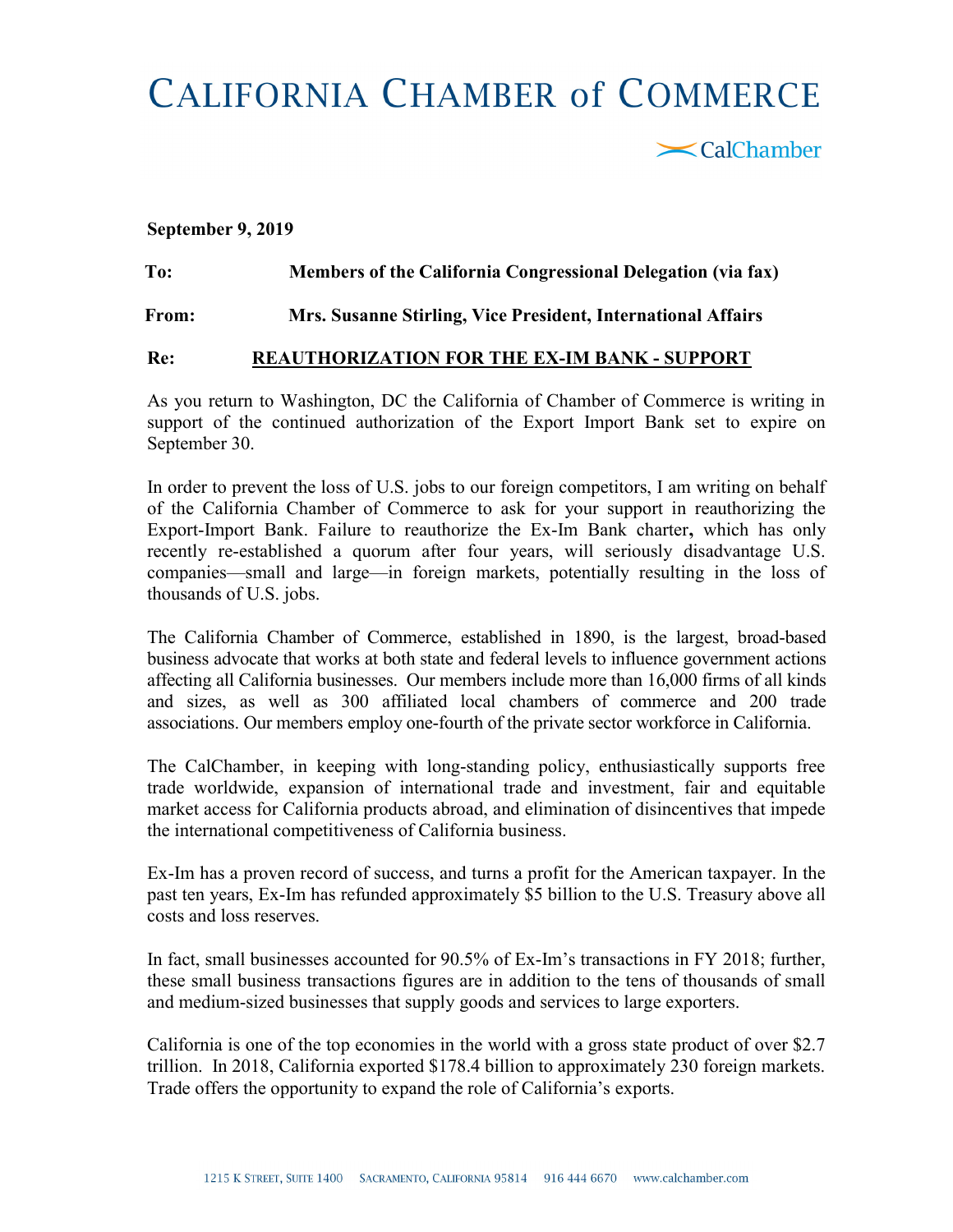# CALIFORNIA CHAMBER of COMMERCE

CalChamber

**September 9, 2019**

**To:** **Members of the California Congressional Delegation (via fax)**

**From:** **Mrs. Susanne Stirling, Vice President, International Affairs**

**Re:** **REAUTHORIZATION FOR THE EX-IM BANK - SUPPORT**

As you return to Washington, DC the California of Chamber of Commerce is writing in support of the continued authorization of the Export Import Bank set to expire on September 30.

In order to prevent the loss of U.S. jobs to our foreign competitors, I am writing on behalf of the California Chamber of Commerce to ask for your support in reauthorizing the Export-Import Bank. Failure to reauthorize the Ex-Im Bank charter**,** which has only recently re-established a quorum after four years, will seriously disadvantage U.S. companies—small and large—in foreign markets, potentially resulting in the loss of thousands of U.S. jobs.

The California Chamber of Commerce, established in 1890, is the largest, broad-based business advocate that works at both state and federal levels to influence government actions affecting all California businesses. Our members include more than 16,000 firms of all kinds and sizes, as well as 300 affiliated local chambers of commerce and 200 trade associations. Our members employ one-fourth of the private sector workforce in California.

The CalChamber, in keeping with long-standing policy, enthusiastically supports free trade worldwide, expansion of international trade and investment, fair and equitable market access for California products abroad, and elimination of disincentives that impede the international competitiveness of California business.

Ex-Im has a proven record of success, and turns a profit for the American taxpayer. In the past ten years, Ex-Im has refunded approximately $5 billion to the U.S. Treasury above all costs and loss reserves.

In fact, small businesses accounted for 90.5% of Ex-Im's transactions in FY 2018; further, these small business transactions figures are in addition to the tens of thousands of small and medium-sized businesses that supply goods and services to large exporters.

California is one of the top economies in the world with a gross state product of over $2.7 trillion. In 2018, California exported $178.4 billion to approximately 230 foreign markets. Trade offers the opportunity to expand the role of California's exports.

1215 K Street, Suite 1400 Sacramento, California 95814 916 444 6670 www.calchamber.com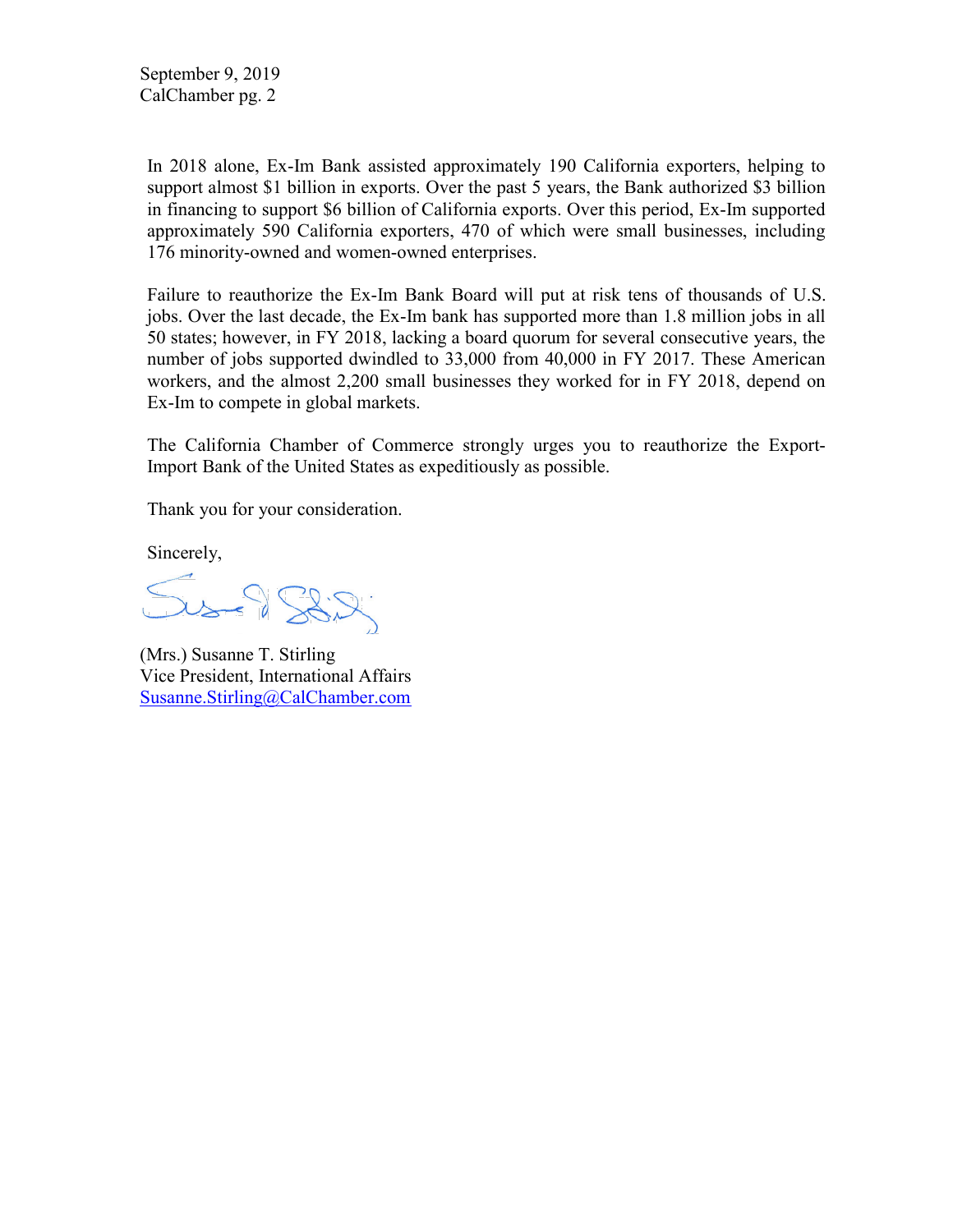In 2018 alone, Ex-Im Bank assisted approximately 190 California exporters, helping to support almost $1 billion in exports. Over the past 5 years, the Bank authorized $3 billion in financing to support $6 billion of California exports. Over this period, Ex-Im supported approximately 590 California exporters, 470 of which were small businesses, including 176 minority-owned and women-owned enterprises.

Failure to reauthorize the Ex-Im Bank Board will put at risk tens of thousands of U.S. jobs. Over the last decade, the Ex-Im bank has supported more than 1.8 million jobs in all 50 states; however, in FY 2018, lacking a board quorum for several consecutive years, the number of jobs supported dwindled to 33,000 from 40,000 in FY 2017. These American workers, and the almost 2,200 small businesses they worked for in FY 2018, depend on Ex-Im to compete in global markets.

The California Chamber of Commerce strongly urges you to reauthorize the Export-Import Bank of the United States as expeditiously as possible.

Thank you for your consideration.

Sincerely,

(Mrs.) Susanne T. Stirling
Vice President, International Affairs
Susanne.Stirling@CalChamber.com